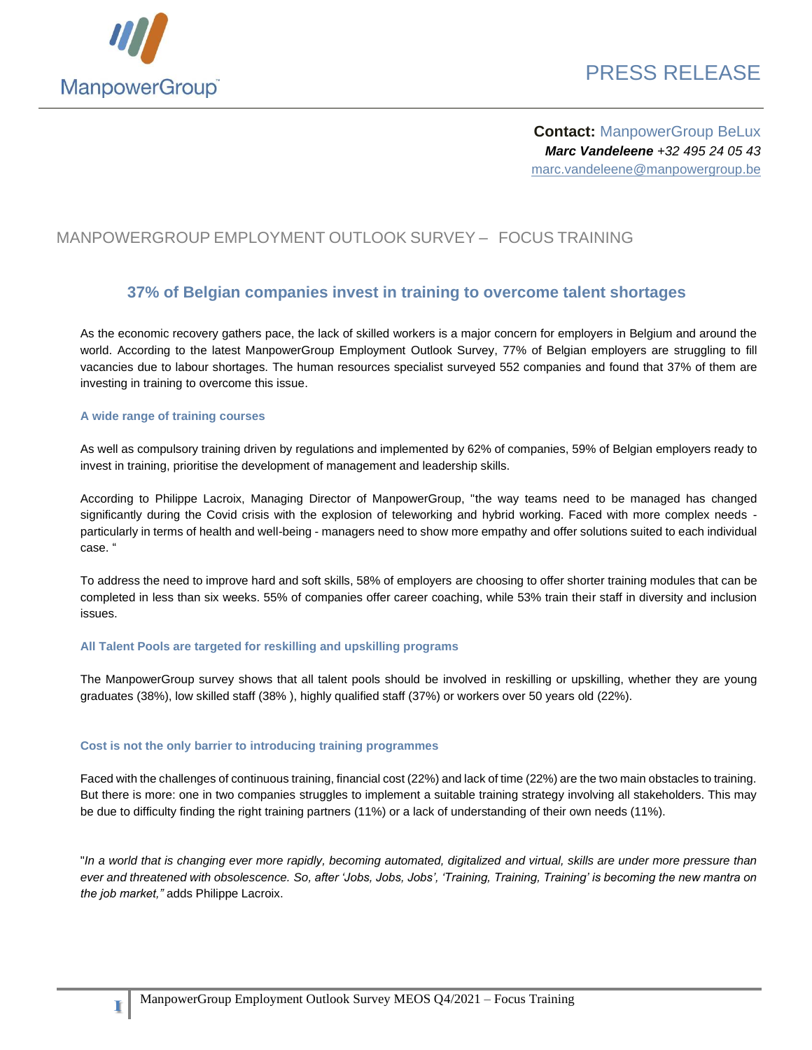ManpowerGroup

PRESS RELEASE

**Contact:** ManpowerGroup BeLux
***Marc Vandeleene*** *+32 495 24 05 43*
marc.vandeleene@manpowergroup.be

MANPOWERGROUP EMPLOYMENT OUTLOOK SURVEY – FOCUS TRAINING

## 37% of Belgian companies invest in training to overcome talent shortages

As the economic recovery gathers pace, the lack of skilled workers is a major concern for employers in Belgium and around the world. According to the latest ManpowerGroup Employment Outlook Survey, 77% of Belgian employers are struggling to fill vacancies due to labour shortages. The human resources specialist surveyed 552 companies and found that 37% of them are investing in training to overcome this issue.

### A wide range of training courses

As well as compulsory training driven by regulations and implemented by 62% of companies, 59% of Belgian employers ready to invest in training, prioritise the development of management and leadership skills.

According to Philippe Lacroix, Managing Director of ManpowerGroup, "the way teams need to be managed has changed significantly during the Covid crisis with the explosion of teleworking and hybrid working. Faced with more complex needs - particularly in terms of health and well-being - managers need to show more empathy and offer solutions suited to each individual case. "

To address the need to improve hard and soft skills, 58% of employers are choosing to offer shorter training modules that can be completed in less than six weeks. 55% of companies offer career coaching, while 53% train their staff in diversity and inclusion issues.

### All Talent Pools are targeted for reskilling and upskilling programs

The ManpowerGroup survey shows that all talent pools should be involved in reskilling or upskilling, whether they are young graduates (38%), low skilled staff (38% ), highly qualified staff (37%) or workers over 50 years old (22%).

### Cost is not the only barrier to introducing training programmes

Faced with the challenges of continuous training, financial cost (22%) and lack of time (22%) are the two main obstacles to training. But there is more: one in two companies struggles to implement a suitable training strategy involving all stakeholders. This may be due to difficulty finding the right training partners (11%) or a lack of understanding of their own needs (11%).

"*In a world that is changing ever more rapidly, becoming automated, digitalized and virtual, skills are under more pressure than ever and threatened with obsolescence. So, after 'Jobs, Jobs, Jobs', 'Training, Training, Training' is becoming the new mantra on the job market,"* adds Philippe Lacroix.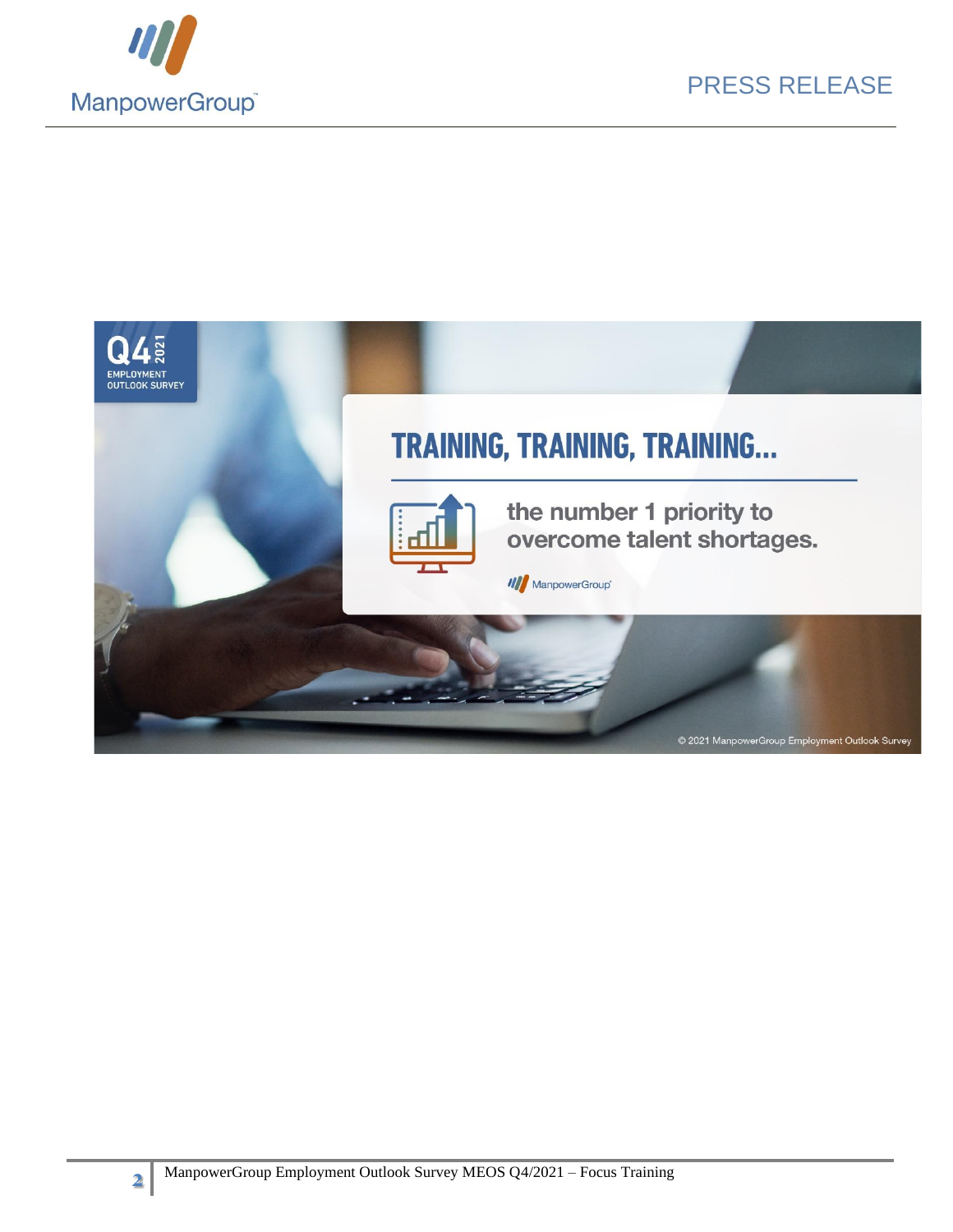Q4 2021
EMPLOYMENT OUTLOOK SURVEY

# TRAINING, TRAINING, TRAINING...

the number 1 priority to overcome talent shortages.

ManpowerGroup

© 2021 ManpowerGroup Employment Outlook Survey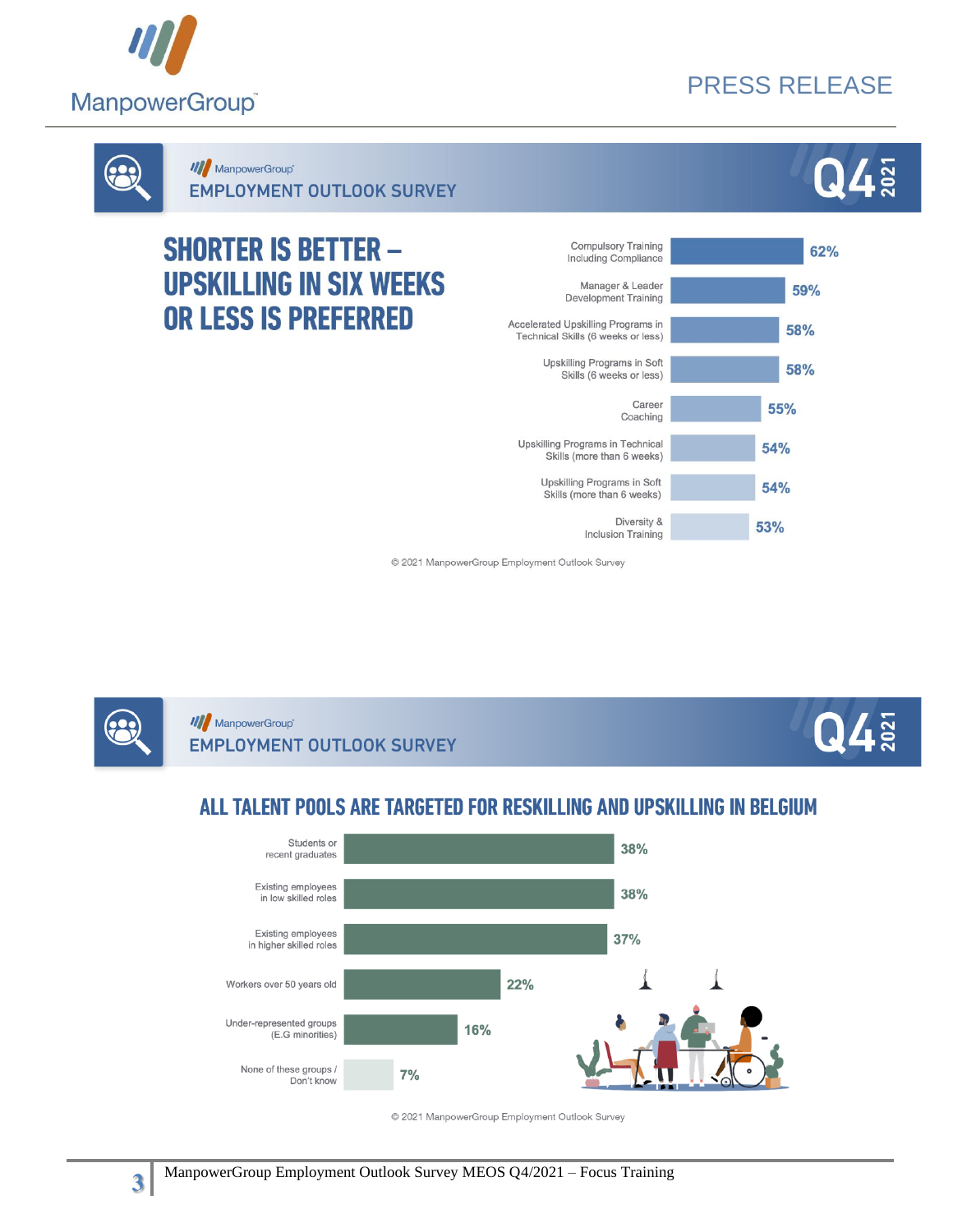PRESS RELEASE

ManpowerGroup EMPLOYMENT OUTLOOK SURVEY Q4 2021

## SHORTER IS BETTER – UPSKILLING IN SIX WEEKS OR LESS IS PREFERRED

| Training type | % |
|---|---|
| Compulsory Training Including Compliance | 62% |
| Manager & Leader Development Training | 59% |
| Accelerated Upskilling Programs in Technical Skills (6 weeks or less) | 58% |
| Upskilling Programs in Soft Skills (6 weeks or less) | 58% |
| Career Coaching | 55% |
| Upskilling Programs in Technical Skills (more than 6 weeks) | 54% |
| Upskilling Programs in Soft Skills (more than 6 weeks) | 54% |
| Diversity & Inclusion Training | 53% |

© 2021 ManpowerGroup Employment Outlook Survey

ManpowerGroup EMPLOYMENT OUTLOOK SURVEY Q4 2021

## ALL TALENT POOLS ARE TARGETED FOR RESKILLING AND UPSKILLING IN BELGIUM

| Talent pool | % |
|---|---|
| Students or recent graduates | 38% |
| Existing employees in low skilled roles | 38% |
| Existing employees in higher skilled roles | 37% |
| Workers over 50 years old | 22% |
| Under-represented groups (E.G minorities) | 16% |
| None of these groups / Don't know | 7% |

© 2021 ManpowerGroup Employment Outlook Survey

ManpowerGroup Employment Outlook Survey MEOS Q4/2021 – Focus Training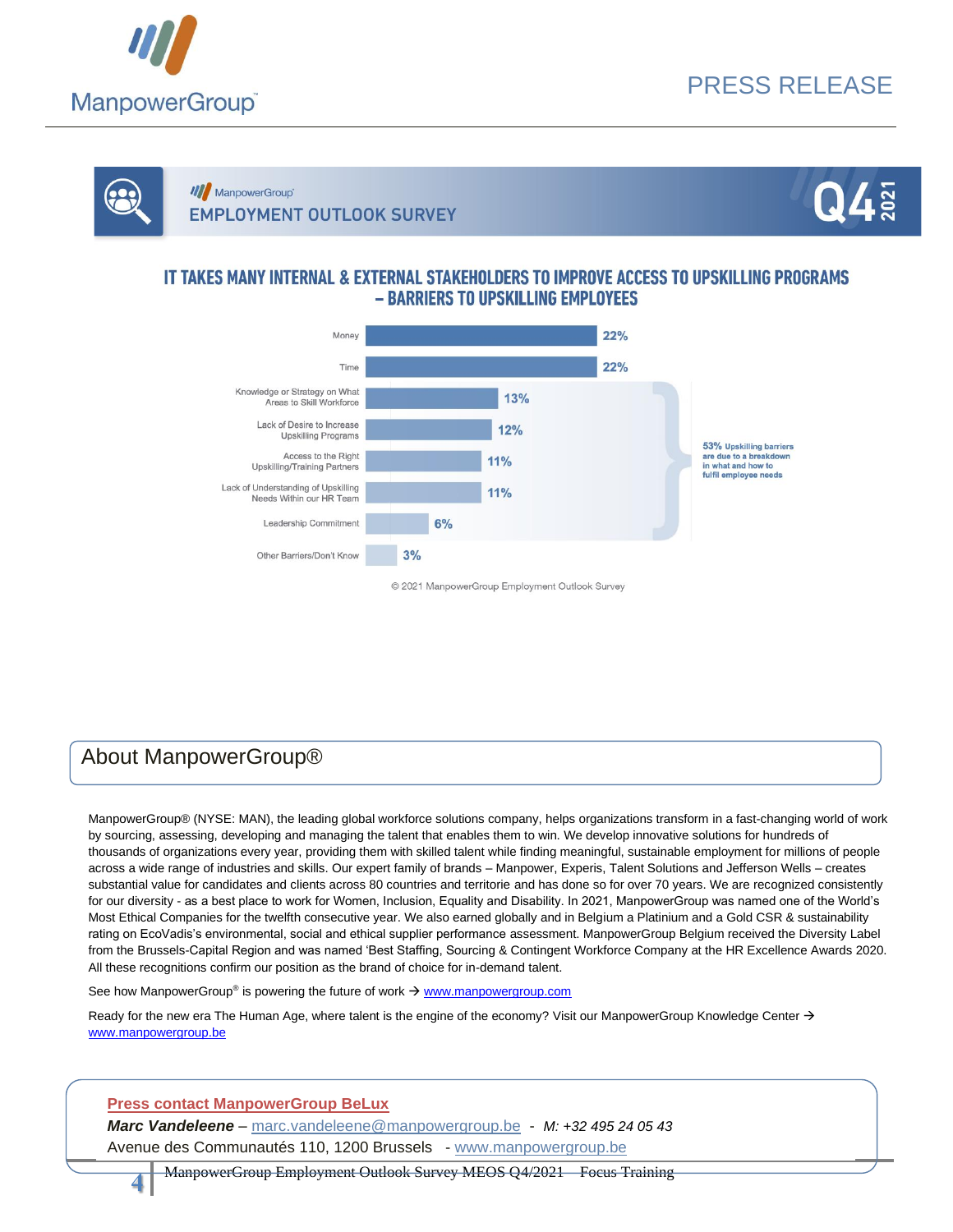ManpowerGroup EMPLOYMENT OUTLOOK SURVEY Q4 2021

## IT TAKES MANY INTERNAL & EXTERNAL STAKEHOLDERS TO IMPROVE ACCESS TO UPSKILLING PROGRAMS – BARRIERS TO UPSKILLING EMPLOYEES

Money 22%

Time 22%

Knowledge or Strategy on What Areas to Skill Workforce 13%

Lack of Desire to Increase Upskilling Programs 12%

Access to the Right Upskilling/Training Partners 11%

Lack of Understanding of Upskilling Needs Within our HR Team 11%

Leadership Commitment 6%

Other Barriers/Don't Know 3%

53% Upskilling barriers are due to a breakdown in what and how to fulfil employee needs

© 2021 ManpowerGroup Employment Outlook Survey

## About ManpowerGroup®

ManpowerGroup® (NYSE: MAN), the leading global workforce solutions company, helps organizations transform in a fast-changing world of work by sourcing, assessing, developing and managing the talent that enables them to win. We develop innovative solutions for hundreds of thousands of organizations every year, providing them with skilled talent while finding meaningful, sustainable employment for millions of people across a wide range of industries and skills. Our expert family of brands – Manpower, Experis, Talent Solutions and Jefferson Wells – creates substantial value for candidates and clients across 80 countries and territorie and has done so for over 70 years. We are recognized consistently for our diversity - as a best place to work for Women, Inclusion, Equality and Disability. In 2021, ManpowerGroup was named one of the World's Most Ethical Companies for the twelfth consecutive year. We also earned globally and in Belgium a Platinium and a Gold CSR & sustainability rating on EcoVadis's environmental, social and ethical supplier performance assessment. ManpowerGroup Belgium received the Diversity Label from the Brussels-Capital Region and was named 'Best Staffing, Sourcing & Contingent Workforce Company at the HR Excellence Awards 2020. All these recognitions confirm our position as the brand of choice for in-demand talent.

See how ManpowerGroup® is powering the future of work → www.manpowergroup.com

Ready for the new era The Human Age, where talent is the engine of the economy? Visit our ManpowerGroup Knowledge Center → www.manpowergroup.be

**Press contact ManpowerGroup BeLux**

***Marc Vandeleene*** – marc.vandeleene@manpowergroup.be - *M: +32 495 24 05 43*

Avenue des Communautés 110, 1200 Brussels - www.manpowergroup.be